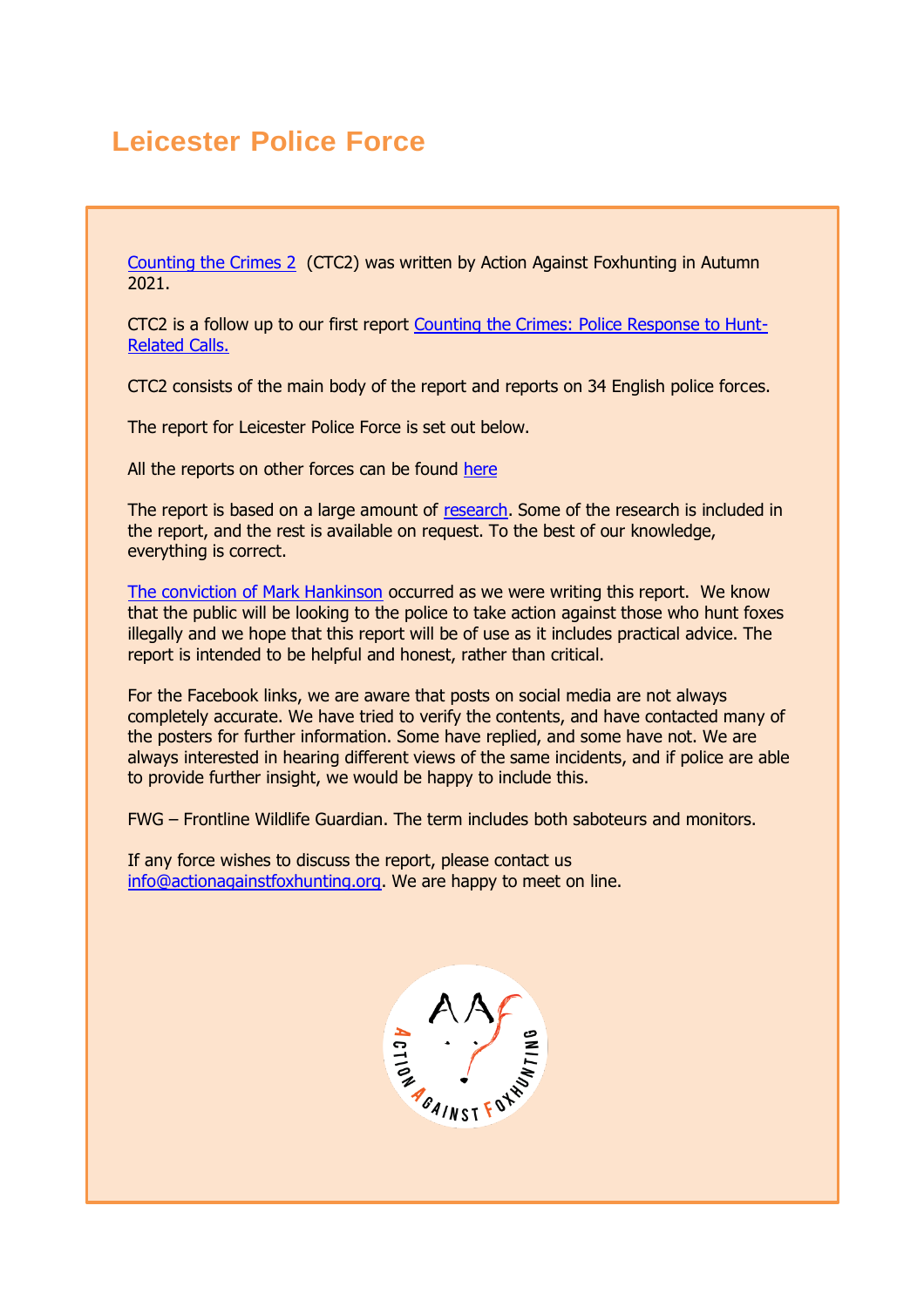# Leicester Police Force

Counting the Crimes 2 (CTC2) was written by Action Against Foxhunting in Autumn 2021.

CTC2 is a follow up to our first report Counting the Crimes: Police Response to Hunt-Related Calls.

CTC2 consists of the main body of the report and reports on 34 English police forces.

The report for Leicester Police Force is set out below.

All the reports on other forces can be found here

The report is based on a large amount of research. Some of the research is included in the report, and the rest is available on request. To the best of our knowledge, everything is correct.

The conviction of Mark Hankinson occurred as we were writing this report. We know that the public will be looking to the police to take action against those who hunt foxes illegally and we hope that this report will be of use as it includes practical advice. The report is intended to be helpful and honest, rather than critical.

For the Facebook links, we are aware that posts on social media are not always completely accurate. We have tried to verify the contents, and have contacted many of the posters for further information. Some have replied, and some have not. We are always interested in hearing different views of the same incidents, and if police are able to provide further insight, we would be happy to include this.

FWG – Frontline Wildlife Guardian. The term includes both saboteurs and monitors.

If any force wishes to discuss the report, please contact us info@actionagainstfoxhunting.org. We are happy to meet on line.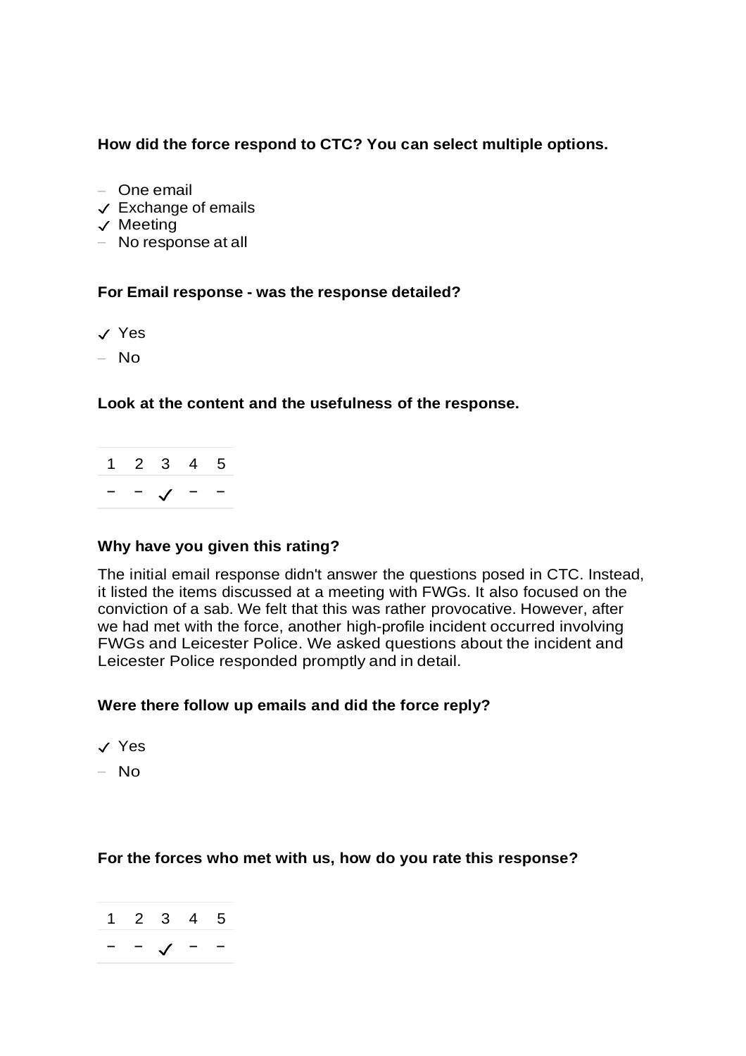**How did the force respond to CTC? You can select multiple options.**

- – One email
- ✓ Exchange of emails
- ✓ Meeting
- – No response at all

**For Email response - was the response detailed?**

- ✓ Yes
- – No

**Look at the content and the usefulness of the response.**

| 1 | 2 | 3 | 4 | 5 |
|---|---|---|---|---|
| – | – | ✓ | – | – |

**Why have you given this rating?**

The initial email response didn't answer the questions posed in CTC. Instead, it listed the items discussed at a meeting with FWGs. It also focused on the conviction of a sab. We felt that this was rather provocative. However, after we had met with the force, another high-profile incident occurred involving FWGs and Leicester Police. We asked questions about the incident and Leicester Police responded promptly and in detail.

**Were there follow up emails and did the force reply?**

- ✓ Yes
- – No

**For the forces who met with us, how do you rate this response?**

| 1 | 2 | 3 | 4 | 5 |
|---|---|---|---|---|
| – | – | ✓ | – | – |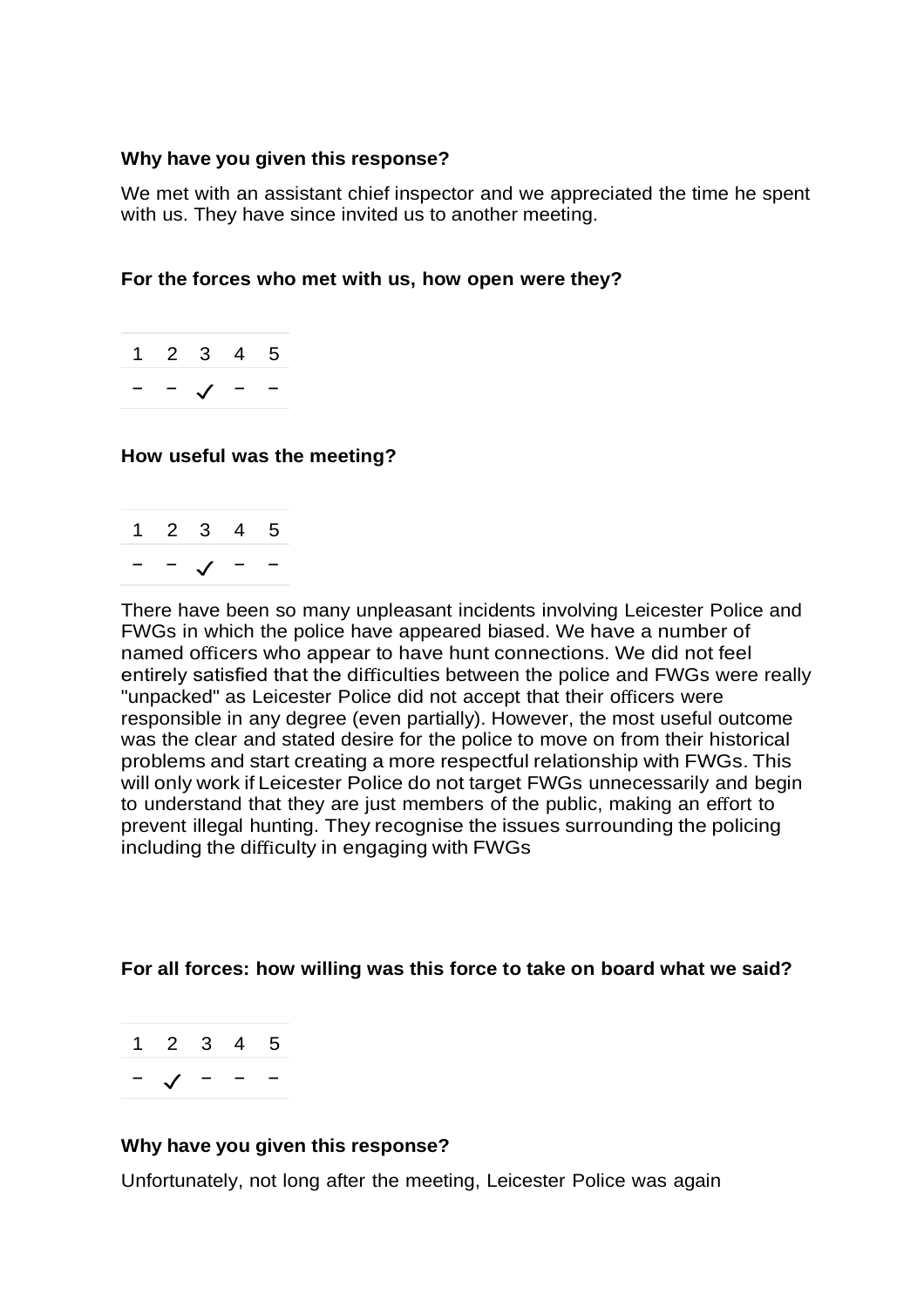**Why have you given this response?**

We met with an assistant chief inspector and we appreciated the time he spent with us. They have since invited us to another meeting.

**For the forces who met with us, how open were they?**

| 1 | 2 | 3 | 4 | 5 |
|---|---|---|---|---|
| – | – | ✓ | – | – |

**How useful was the meeting?**

| 1 | 2 | 3 | 4 | 5 |
|---|---|---|---|---|
| – | – | ✓ | – | – |

There have been so many unpleasant incidents involving Leicester Police and FWGs in which the police have appeared biased. We have a number of named officers who appear to have hunt connections. We did not feel entirely satisfied that the difficulties between the police and FWGs were really "unpacked" as Leicester Police did not accept that their officers were responsible in any degree (even partially). However, the most useful outcome was the clear and stated desire for the police to move on from their historical problems and start creating a more respectful relationship with FWGs. This will only work if Leicester Police do not target FWGs unnecessarily and begin to understand that they are just members of the public, making an effort to prevent illegal hunting. They recognise the issues surrounding the policing including the difficulty in engaging with FWGs

**For all forces: how willing was this force to take on board what we said?**

| 1 | 2 | 3 | 4 | 5 |
|---|---|---|---|---|
| – | ✓ | – | – | – |

**Why have you given this response?**

Unfortunately, not long after the meeting, Leicester Police was again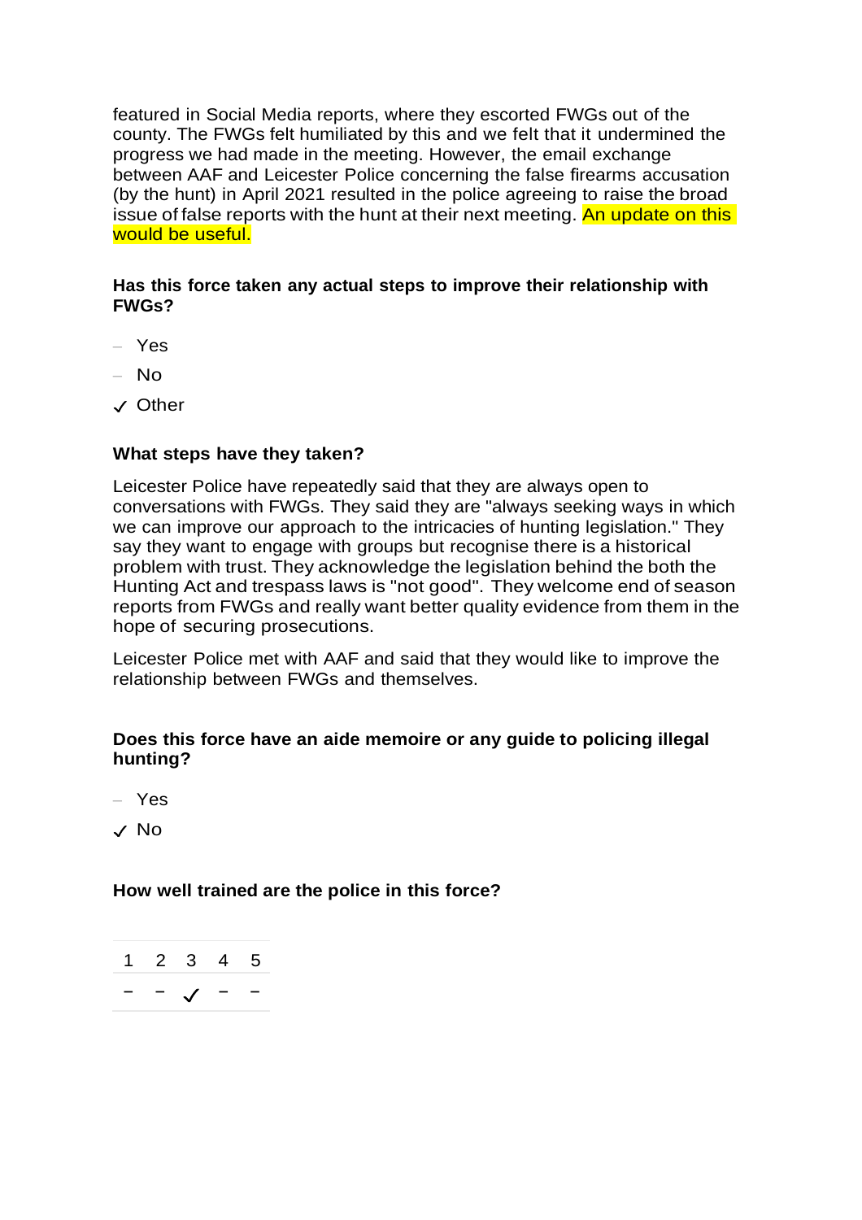featured in Social Media reports, where they escorted FWGs out of the county. The FWGs felt humiliated by this and we felt that it undermined the progress we had made in the meeting. However, the email exchange between AAF and Leicester Police concerning the false firearms accusation (by the hunt) in April 2021 resulted in the police agreeing to raise the broad issue of false reports with the hunt at their next meeting. An update on this would be useful.

**Has this force taken any actual steps to improve their relationship with FWGs?**

- Yes
- No
- ✓ Other

**What steps have they taken?**

Leicester Police have repeatedly said that they are always open to conversations with FWGs. They said they are "always seeking ways in which we can improve our approach to the intricacies of hunting legislation." They say they want to engage with groups but recognise there is a historical problem with trust. They acknowledge the legislation behind the both the Hunting Act and trespass laws is "not good". They welcome end of season reports from FWGs and really want better quality evidence from them in the hope of securing prosecutions.

Leicester Police met with AAF and said that they would like to improve the relationship between FWGs and themselves.

**Does this force have an aide memoire or any guide to policing illegal hunting?**

- Yes
- ✓ No

**How well trained are the police in this force?**

| 1 | 2 | 3 | 4 | 5 |
|---|---|---|---|---|
| – | – | ✓ | – | – |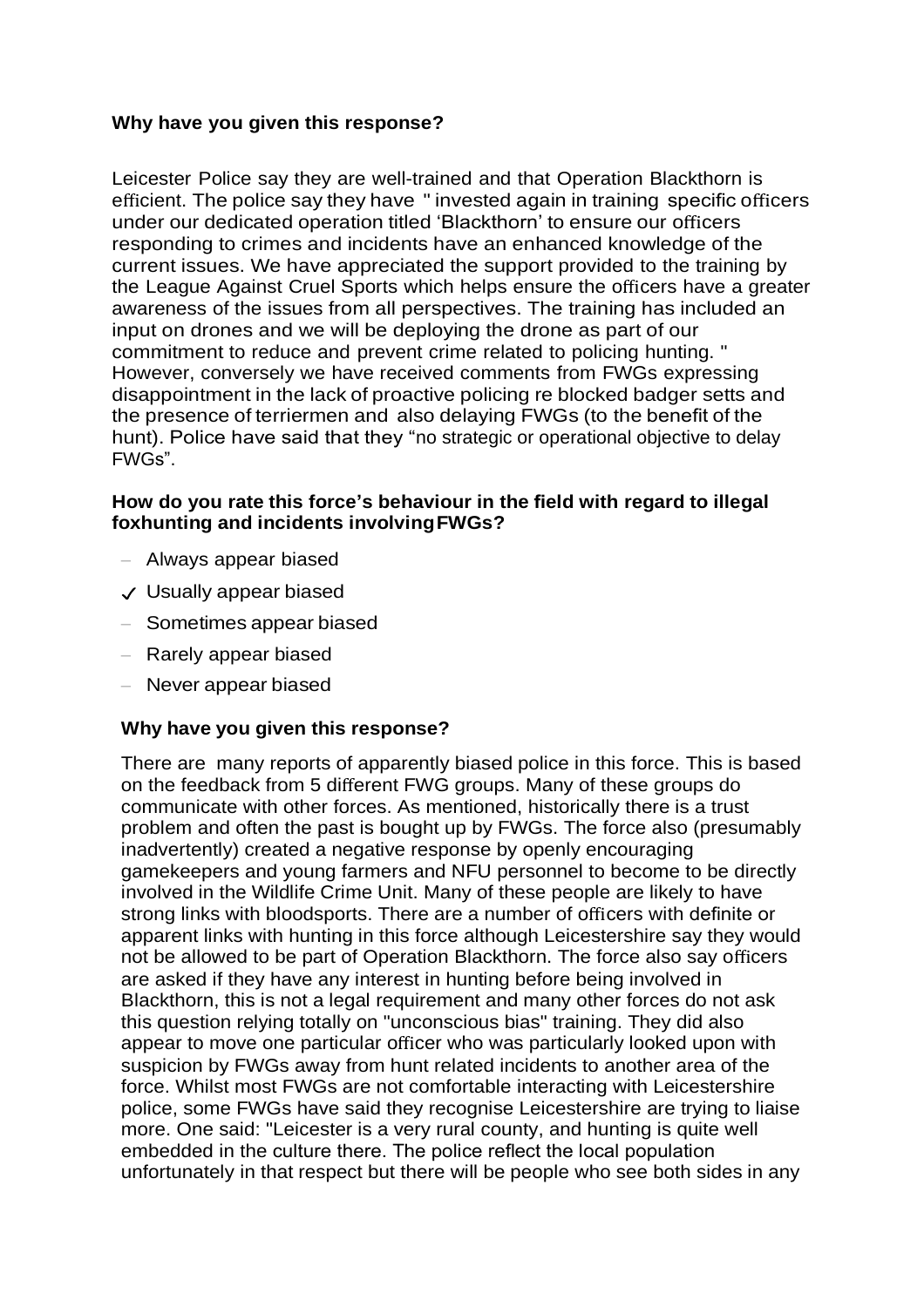**Why have you given this response?**

Leicester Police say they are well-trained and that Operation Blackthorn is efficient. The police say they have " invested again in training specific officers under our dedicated operation titled 'Blackthorn' to ensure our officers responding to crimes and incidents have an enhanced knowledge of the current issues. We have appreciated the support provided to the training by the League Against Cruel Sports which helps ensure the officers have a greater awareness of the issues from all perspectives. The training has included an input on drones and we will be deploying the drone as part of our commitment to reduce and prevent crime related to policing hunting. " However, conversely we have received comments from FWGs expressing disappointment in the lack of proactive policing re blocked badger setts and the presence of terriermen and also delaying FWGs (to the benefit of the hunt). Police have said that they "no strategic or operational objective to delay FWGs".

**How do you rate this force's behaviour in the field with regard to illegal foxhunting and incidents involving FWGs?**

- Always appear biased
- ✓ Usually appear biased
- Sometimes appear biased
- Rarely appear biased
- Never appear biased

**Why have you given this response?**

There are many reports of apparently biased police in this force. This is based on the feedback from 5 different FWG groups. Many of these groups do communicate with other forces. As mentioned, historically there is a trust problem and often the past is bought up by FWGs. The force also (presumably inadvertently) created a negative response by openly encouraging gamekeepers and young farmers and NFU personnel to become to be directly involved in the Wildlife Crime Unit. Many of these people are likely to have strong links with bloodsports. There are a number of officers with definite or apparent links with hunting in this force although Leicestershire say they would not be allowed to be part of Operation Blackthorn. The force also say officers are asked if they have any interest in hunting before being involved in Blackthorn, this is not a legal requirement and many other forces do not ask this question relying totally on "unconscious bias" training. They did also appear to move one particular officer who was particularly looked upon with suspicion by FWGs away from hunt related incidents to another area of the force. Whilst most FWGs are not comfortable interacting with Leicestershire police, some FWGs have said they recognise Leicestershire are trying to liaise more. One said: "Leicester is a very rural county, and hunting is quite well embedded in the culture there. The police reflect the local population unfortunately in that respect but there will be people who see both sides in any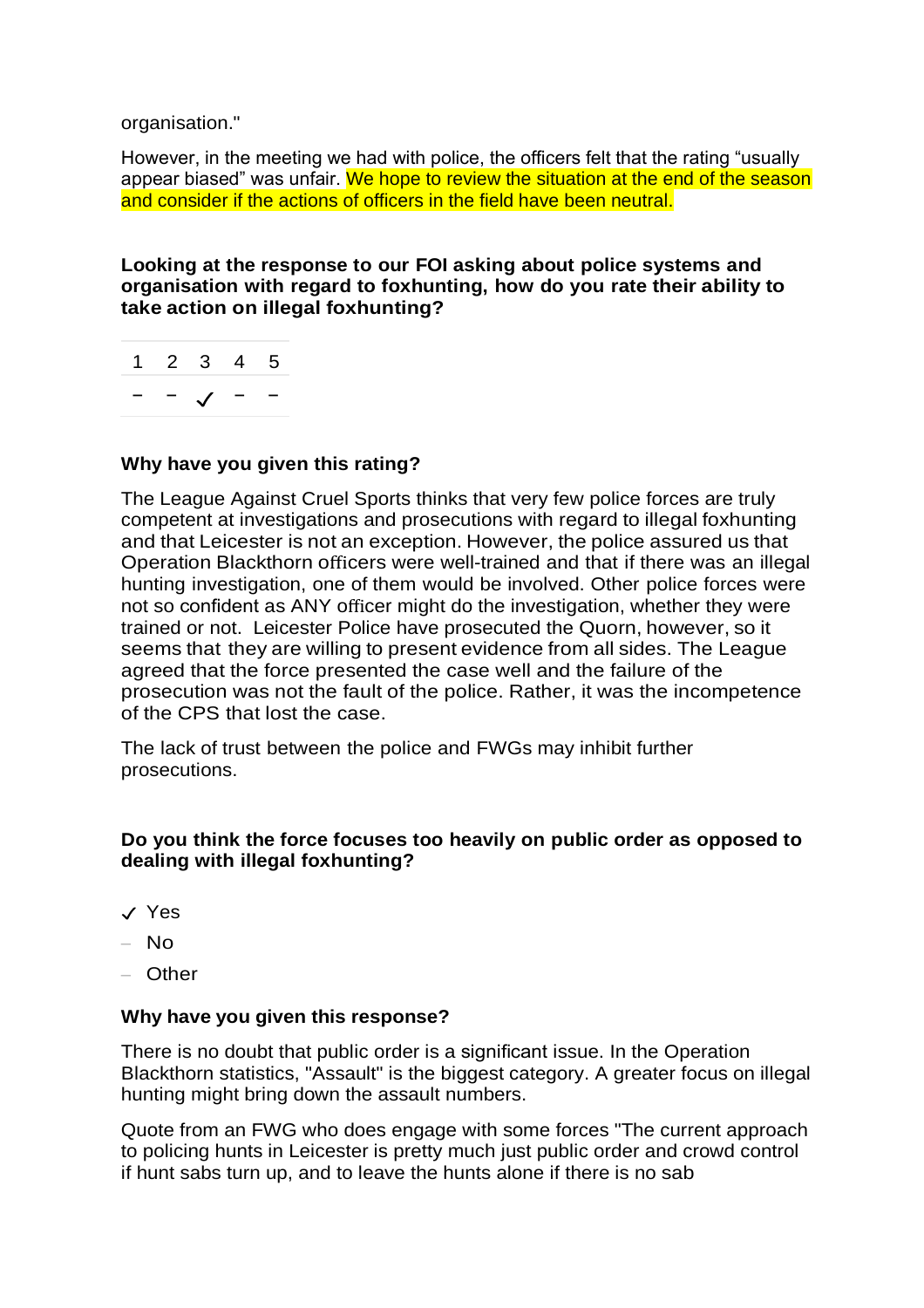organisation."

However, in the meeting we had with police, the officers felt that the rating "usually appear biased" was unfair. We hope to review the situation at the end of the season and consider if the actions of officers in the field have been neutral.

**Looking at the response to our FOI asking about police systems and organisation with regard to foxhunting, how do you rate their ability to take action on illegal foxhunting?**

| 1 | 2 | 3 | 4 | 5 |
|---|---|---|---|---|
| – | – | ✓ | – | – |

**Why have you given this rating?**

The League Against Cruel Sports thinks that very few police forces are truly competent at investigations and prosecutions with regard to illegal foxhunting and that Leicester is not an exception. However, the police assured us that Operation Blackthorn officers were well-trained and that if there was an illegal hunting investigation, one of them would be involved. Other police forces were not so confident as ANY officer might do the investigation, whether they were trained or not. Leicester Police have prosecuted the Quorn, however, so it seems that they are willing to present evidence from all sides. The League agreed that the force presented the case well and the failure of the prosecution was not the fault of the police. Rather, it was the incompetence of the CPS that lost the case.

The lack of trust between the police and FWGs may inhibit further prosecutions.

**Do you think the force focuses too heavily on public order as opposed to dealing with illegal foxhunting?**

- ✓ Yes
- – No
- – Other

**Why have you given this response?**

There is no doubt that public order is a significant issue. In the Operation Blackthorn statistics, "Assault" is the biggest category. A greater focus on illegal hunting might bring down the assault numbers.

Quote from an FWG who does engage with some forces "The current approach to policing hunts in Leicester is pretty much just public order and crowd control if hunt sabs turn up, and to leave the hunts alone if there is no sab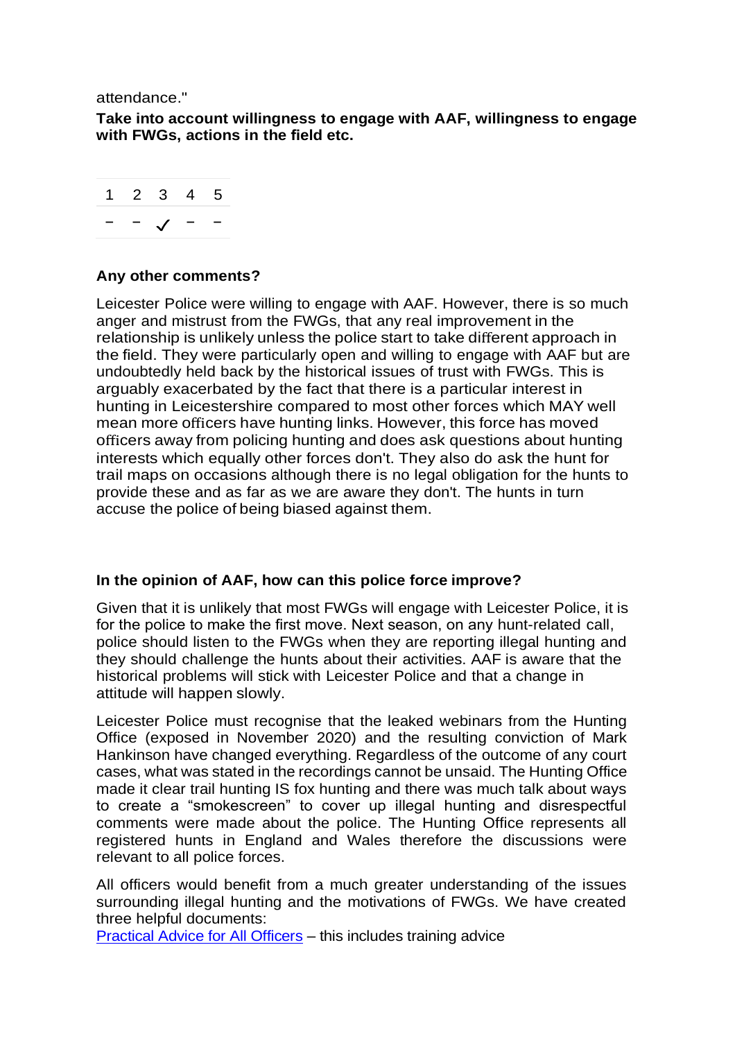attendance."

**Take into account willingness to engage with AAF, willingness to engage with FWGs, actions in the field etc.**

| 1 | 2 | 3 | 4 | 5 |
|---|---|---|---|---|
| – | – | ✓ | – | – |

**Any other comments?**

Leicester Police were willing to engage with AAF. However, there is so much anger and mistrust from the FWGs, that any real improvement in the relationship is unlikely unless the police start to take different approach in the field. They were particularly open and willing to engage with AAF but are undoubtedly held back by the historical issues of trust with FWGs. This is arguably exacerbated by the fact that there is a particular interest in hunting in Leicestershire compared to most other forces which MAY well mean more officers have hunting links. However, this force has moved officers away from policing hunting and does ask questions about hunting interests which equally other forces don't. They also do ask the hunt for trail maps on occasions although there is no legal obligation for the hunts to provide these and as far as we are aware they don't. The hunts in turn accuse the police of being biased against them.

**In the opinion of AAF, how can this police force improve?**

Given that it is unlikely that most FWGs will engage with Leicester Police, it is for the police to make the first move. Next season, on any hunt-related call, police should listen to the FWGs when they are reporting illegal hunting and they should challenge the hunts about their activities. AAF is aware that the historical problems will stick with Leicester Police and that a change in attitude will happen slowly.

Leicester Police must recognise that the leaked webinars from the Hunting Office (exposed in November 2020) and the resulting conviction of Mark Hankinson have changed everything. Regardless of the outcome of any court cases, what was stated in the recordings cannot be unsaid. The Hunting Office made it clear trail hunting IS fox hunting and there was much talk about ways to create a "smokescreen" to cover up illegal hunting and disrespectful comments were made about the police. The Hunting Office represents all registered hunts in England and Wales therefore the discussions were relevant to all police forces.

All officers would benefit from a much greater understanding of the issues surrounding illegal hunting and the motivations of FWGs. We have created three helpful documents:
Practical Advice for All Officers – this includes training advice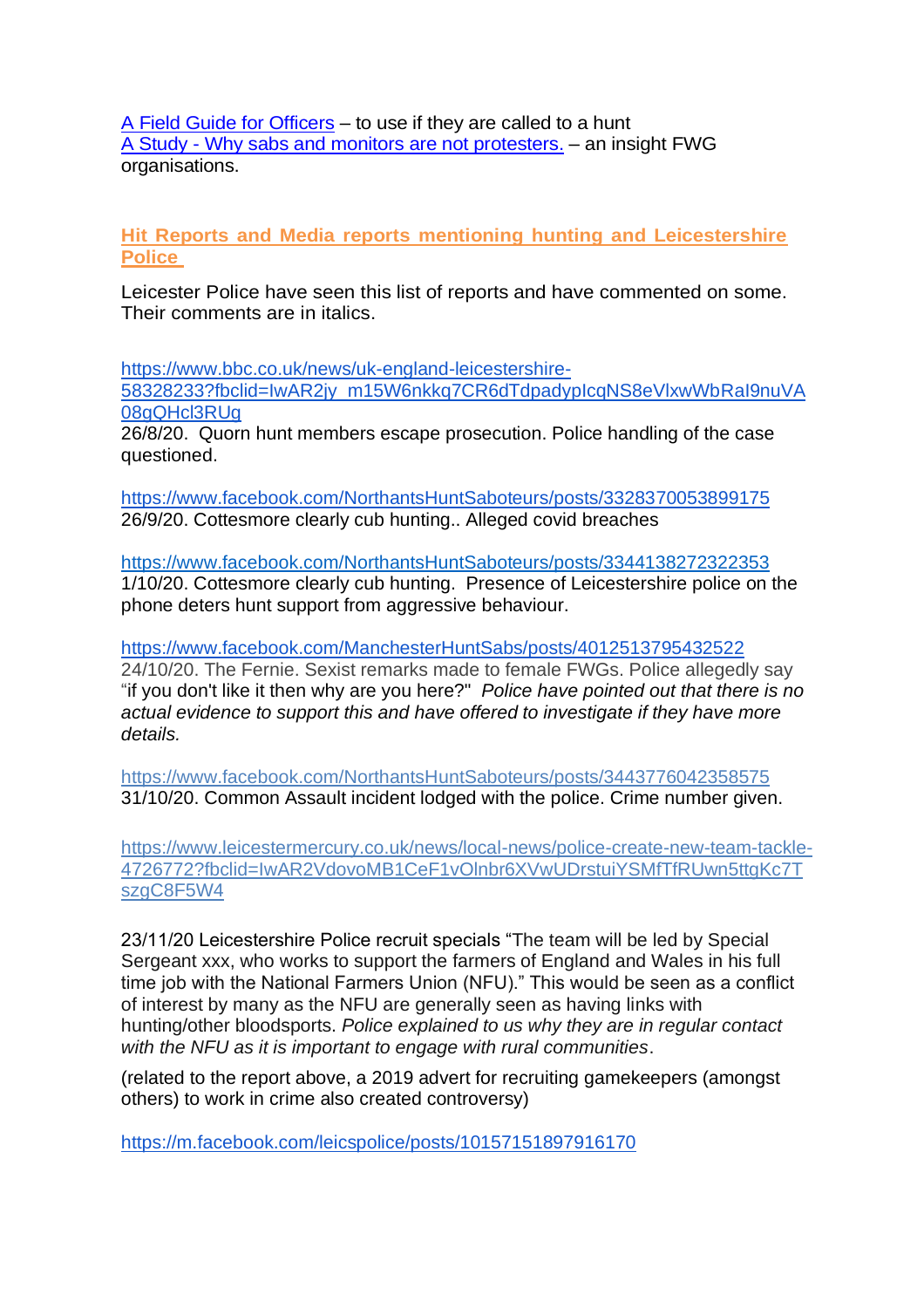[A Field Guide for Officers]() – to use if they are called to a hunt
[A Study - Why sabs and monitors are not protesters.]() – an insight FWG organisations.

## Hit Reports and Media reports mentioning hunting and Leicestershire Police

Leicester Police have seen this list of reports and have commented on some. Their comments are in italics.

https://www.bbc.co.uk/news/uk-england-leicestershire-58328233?fbclid=IwAR2jy_m15W6nkkq7CR6dTdpadypIcqNS8eVlxwWbRaI9nuVA08gQHcl3RUg
26/8/20. Quorn hunt members escape prosecution. Police handling of the case questioned.

https://www.facebook.com/NorthantsHuntSaboteurs/posts/3328370053899175
26/9/20. Cottesmore clearly cub hunting.. Alleged covid breaches

https://www.facebook.com/NorthantsHuntSaboteurs/posts/3344138272322353
1/10/20. Cottesmore clearly cub hunting. Presence of Leicestershire police on the phone deters hunt support from aggressive behaviour.

https://www.facebook.com/ManchesterHuntSabs/posts/4012513795432522
24/10/20. The Fernie. Sexist remarks made to female FWGs. Police allegedly say "if you don't like it then why are you here?" *Police have pointed out that there is no actual evidence to support this and have offered to investigate if they have more details.*

https://www.facebook.com/NorthantsHuntSaboteurs/posts/3443776042358575
31/10/20. Common Assault incident lodged with the police. Crime number given.

https://www.leicestermercury.co.uk/news/local-news/police-create-new-team-tackle-4726772?fbclid=IwAR2VdovoMB1CeF1vOlnbr6XVwUDrstuiYSMfTfRUwn5ttgKc7TszgC8F5W4

23/11/20 Leicestershire Police recruit specials "The team will be led by Special Sergeant xxx, who works to support the farmers of England and Wales in his full time job with the National Farmers Union (NFU)." This would be seen as a conflict of interest by many as the NFU are generally seen as having links with hunting/other bloodsports. *Police explained to us why they are in regular contact with the NFU as it is important to engage with rural communities*.

(related to the report above, a 2019 advert for recruiting gamekeepers (amongst others) to work in crime also created controversy)

https://m.facebook.com/leicspolice/posts/10157151897916170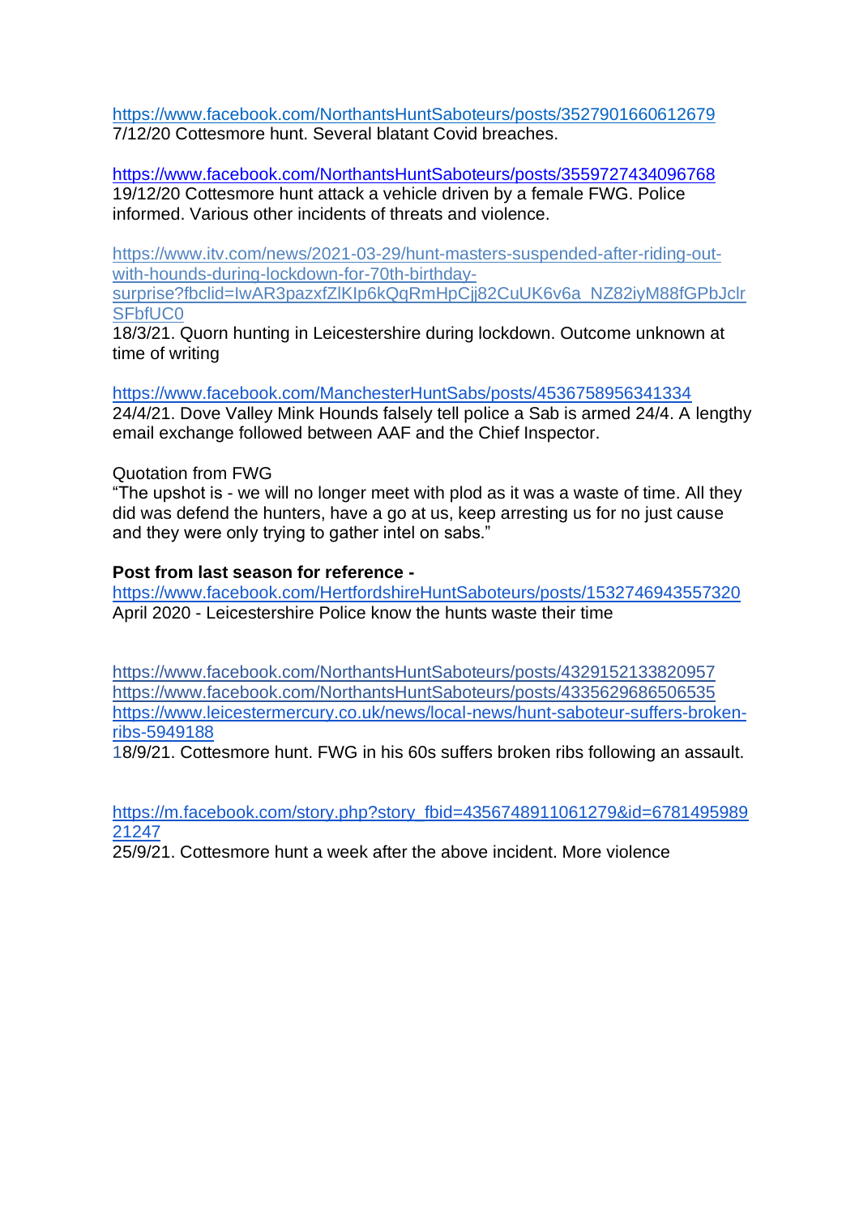https://www.facebook.com/NorthantsHuntSaboteurs/posts/3527901660612679
7/12/20 Cottesmore hunt. Several blatant Covid breaches.

https://www.facebook.com/NorthantsHuntSaboteurs/posts/3559727434096768
19/12/20 Cottesmore hunt attack a vehicle driven by a female FWG. Police informed. Various other incidents of threats and violence.

https://www.itv.com/news/2021-03-29/hunt-masters-suspended-after-riding-out-with-hounds-during-lockdown-for-70th-birthday-surprise?fbclid=IwAR3pazxfZlKIp6kQqRmHpCjj82CuUK6v6a_NZ82iyM88fGPbJclrSFbfUC0
18/3/21. Quorn hunting in Leicestershire during lockdown. Outcome unknown at time of writing

https://www.facebook.com/ManchesterHuntSabs/posts/4536758956341334
24/4/21. Dove Valley Mink Hounds falsely tell police a Sab is armed 24/4. A lengthy email exchange followed between AAF and the Chief Inspector.

Quotation from FWG
"The upshot is - we will no longer meet with plod as it was a waste of time. All they did was defend the hunters, have a go at us, keep arresting us for no just cause and they were only trying to gather intel on sabs."

**Post from last season for reference -**
https://www.facebook.com/HertfordshireHuntSaboteurs/posts/1532746943557320
April 2020 - Leicestershire Police know the hunts waste their time

https://www.facebook.com/NorthantsHuntSaboteurs/posts/4329152133820957
https://www.facebook.com/NorthantsHuntSaboteurs/posts/4335629686506535
https://www.leicestermercury.co.uk/news/local-news/hunt-saboteur-suffers-broken-ribs-5949188
18/9/21. Cottesmore hunt. FWG in his 60s suffers broken ribs following an assault.

https://m.facebook.com/story.php?story_fbid=4356748911061279&id=678149598921247
25/9/21. Cottesmore hunt a week after the above incident. More violence